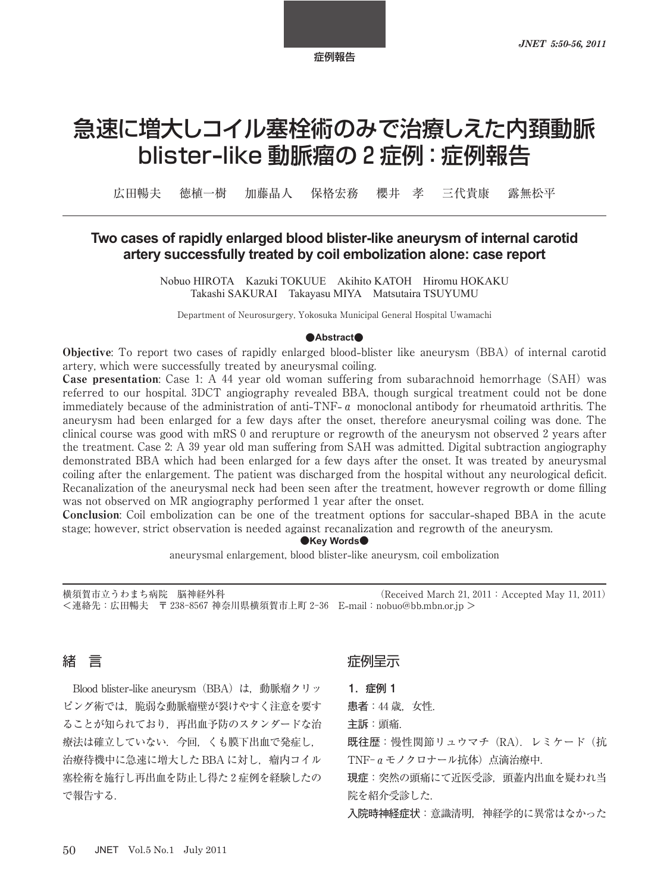症例報告

# 急速に増大しコイル塞栓術のみで治療しえた内頚動脈 blister-like 動脈瘤の 2 症例：症例報告

広田暢夫　徳植一樹　加藤晶人　保格宏務　櫻井　孝　三代貴康　露無松平

## Two cases of rapidly enlarged blood blister-like aneurysm of internal carotid artery successfully treated by coil embolization alone: case report

Nobuo HIROTA　Kazuki TOKUUE　Akihito KATOH　Hiromu HOKAKU
Takashi SAKURAI　Takayasu MIYA　Matsutaira TSUYUMU

Department of Neurosurgery, Yokosuka Municipal General Hospital Uwamachi

●Abstract●

**Objective**: To report two cases of rapidly enlarged blood-blister like aneurysm (BBA) of internal carotid artery, which were successfully treated by aneurysmal coiling.

**Case presentation**: Case 1: A 44 year old woman suffering from subarachnoid hemorrhage (SAH) was referred to our hospital. 3DCT angiography revealed BBA, though surgical treatment could not be done immediately because of the administration of anti-TNF-α monoclonal antibody for rheumatoid arthritis. The aneurysm had been enlarged for a few days after the onset, therefore aneurysmal coiling was done. The clinical course was good with mRS 0 and rerupture or regrowth of the aneurysm not observed 2 years after the treatment. Case 2: A 39 year old man suffering from SAH was admitted. Digital subtraction angiography demonstrated BBA which had been enlarged for a few days after the onset. It was treated by aneurysmal coiling after the enlargement. The patient was discharged from the hospital without any neurological deficit. Recanalization of the aneurysmal neck had been seen after the treatment, however regrowth or dome filling was not observed on MR angiography performed 1 year after the onset.

**Conclusion**: Coil embolization can be one of the treatment options for saccular-shaped BBA in the acute stage; however, strict observation is needed against recanalization and regrowth of the aneurysm.

●Key Words●

aneurysmal enlargement, blood blister-like aneurysm, coil embolization

横須賀市立うわまち病院　脳神経外科　(Received March 21, 2011：Accepted May 11, 2011)
＜連絡先：広田暢夫　〒 238-8567 神奈川県横須賀市上町 2-36　E-mail：nobuo@bb.mbn.or.jp ＞

## 緒　言

Blood blister-like aneurysm (BBA) は，動脈瘤クリッピング術では，脆弱な動脈瘤壁が裂けやすく注意を要することが知られており，再出血予防のスタンダードな治療法は確立していない．今回，くも膜下出血で発症し，治療待機中に急速に増大した BBA に対し，瘤内コイル塞栓術を施行し再出血を防止し得た 2 症例を経験したので報告する．

## 症例呈示

### 1．症例 1

**患者**：44 歳，女性.

**主訴**：頭痛.

**既往歴**：慢性関節リュウマチ（RA）．レミケード（抗 TNF-α モノクロナール抗体）点滴治療中.

**現症**：突然の頭痛にて近医受診，頭蓋内出血を疑われ当院を紹介受診した.

**入院時神経症状**：意識清明，神経学的に異常はなかった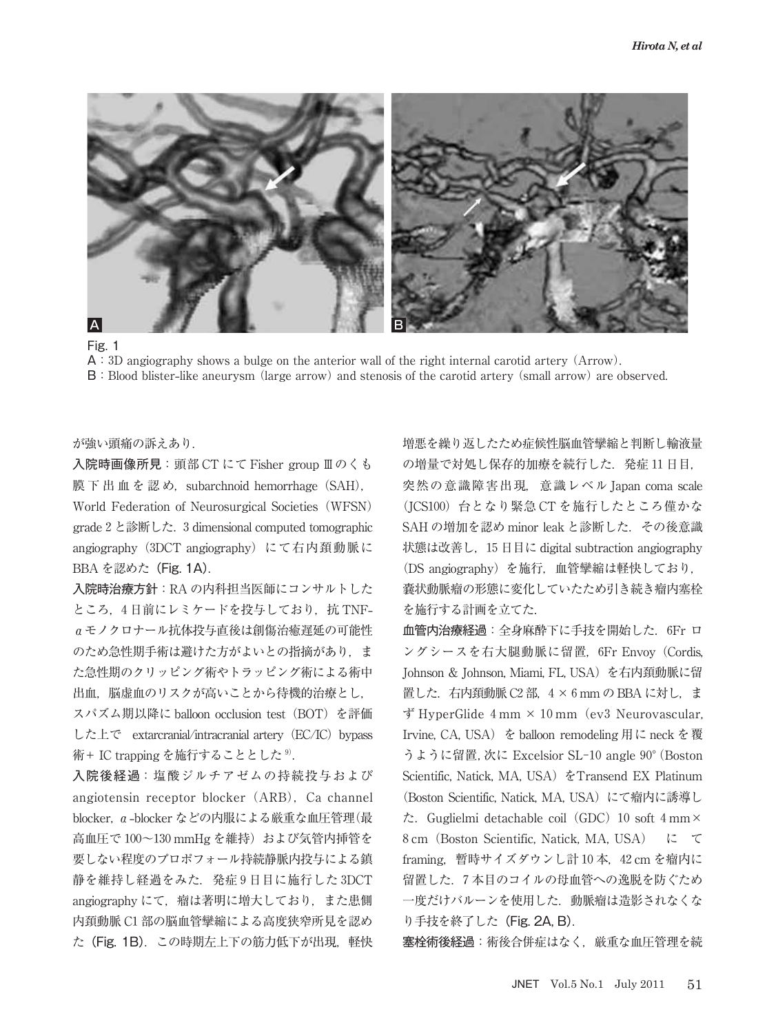Fig. 1

A：3D angiography shows a bulge on the anterior wall of the right internal carotid artery（Arrow）.

B：Blood blister-like aneurysm（large arrow）and stenosis of the carotid artery（small arrow）are observed.

が強い頭痛の訴えあり．

**入院時画像所見**：頭部 CT にて Fisher group Ⅲのくも膜下出血を認め，subarchnoid hemorrhage（SAH），World Federation of Neurosurgical Societies（WFSN）grade 2 と診断した．3 dimensional computed tomographic angiography（3DCT angiography）にて右内頚動脈に BBA を認めた（**Fig. 1A**）．

**入院時治療方針**：RA の内科担当医師にコンサルトしたところ，4 日前にレミケードを投与しており，抗 TNF-α モノクロナール抗体投与直後は創傷治癒遅延の可能性のため急性期手術は避けた方がよいとの指摘があり，また急性期のクリッピング術やトラッピング術による術中出血，脳虚血のリスクが高いことから待機的治療とし，スパズム期以降に balloon occlusion test（BOT）を評価した上で extarcranial/intracranial artery（EC/IC）bypass 術＋ IC trapping を施行することとした [9]．

**入院後経過**：塩酸ジルチアゼムの持続投与および angiotensin receptor blocker（ARB），Ca channel blocker，α-blocker などの内服による厳重な血圧管理（最高血圧で 100〜130 mmHg を維持）および気管内挿管を要しない程度のプロポフォール持続静脈内投与による鎮静を維持し経過をみた．発症 9 日目に施行した 3DCT angiography にて，瘤は著明に増大しており，また患側内頚動脈 C1 部の脳血管攣縮による高度狭窄所見を認めた（**Fig. 1B**）．この時期左上下の筋力低下が出現，軽快増悪を繰り返したため症候性脳血管攣縮と判断し輸液量の増量で対処し保存的加療を続行した．発症 11 日目，突然の意識障害出現，意識レベル Japan coma scale（JCS100）台となり緊急 CT を施行したところ僅かな SAH の増加を認め minor leak と診断した．その後意識状態は改善し，15 日目に digital subtraction angiography（DS angiography）を施行，血管攣縮は軽快しており，嚢状動脈瘤の形態に変化していたため引き続き瘤内塞栓を施行する計画を立てた．

**血管内治療経過**：全身麻酔下に手技を開始した．6Fr ロングシースを右大腿動脈に留置，6Fr Envoy（Cordis, Johnson & Johnson, Miami, FL, USA）を右内頚動脈に留置した．右内頚動脈 C2 部，4 × 6 mm の BBA に対し，まず HyperGlide 4 mm × 10 mm（ev3 Neurovascular, Irvine, CA, USA）を balloon remodeling 用に neck を覆うように留置，次に Excelsior SL-10 angle 90°（Boston Scientific, Natick, MA, USA）を Transend EX Platinum（Boston Scientific, Natick, MA, USA）にて瘤内に誘導した．Guglielmi detachable coil（GDC）10 soft 4 mm × 8 cm（Boston Scientific, Natick, MA, USA）にて framing，暫時サイズダウンし計 10 本，42 cm を瘤内に留置した．7 本目のコイルの母血管への逸脱を防ぐため一度だけバルーンを使用した．動脈瘤は造影されなくなり手技を終了した（**Fig. 2A, B**）．

**塞栓術後経過**：術後合併症はなく，厳重な血圧管理を続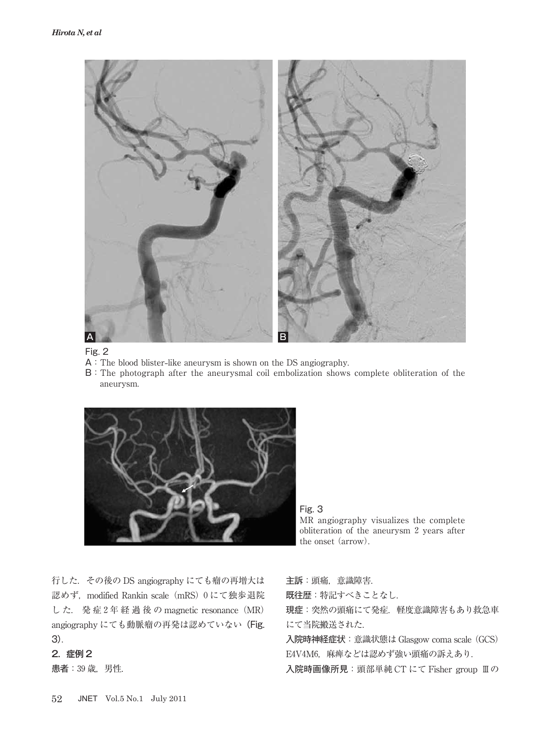Fig. 2

A：The blood blister-like aneurysm is shown on the DS angiography.

B：The photograph after the aneurysmal coil embolization shows complete obliteration of the aneurysm.

Fig. 3

MR angiography visualizes the complete obliteration of the aneurysm 2 years after the onset（arrow）.

行した．その後の DS angiography にても瘤の再増大は認めず，modified Rankin scale（mRS）0 にて独歩退院した．発症 2 年経過後の magnetic resonance（MR）angiography にても動脈瘤の再発は認めていない（**Fig. 3**）．

## 2. 症例 2

**患者**：39 歳，男性．

**主訴**：頭痛，意識障害．

**既往歴**：特記すべきことなし．

**現症**：突然の頭痛にて発症．軽度意識障害もあり救急車にて当院搬送された．

**入院時神経症状**：意識状態は Glasgow coma scale（GCS）E4V4M6，麻痺などは認めず強い頭痛の訴えあり．

**入院時画像所見**：頭部単純 CT にて Fisher group Ⅲ の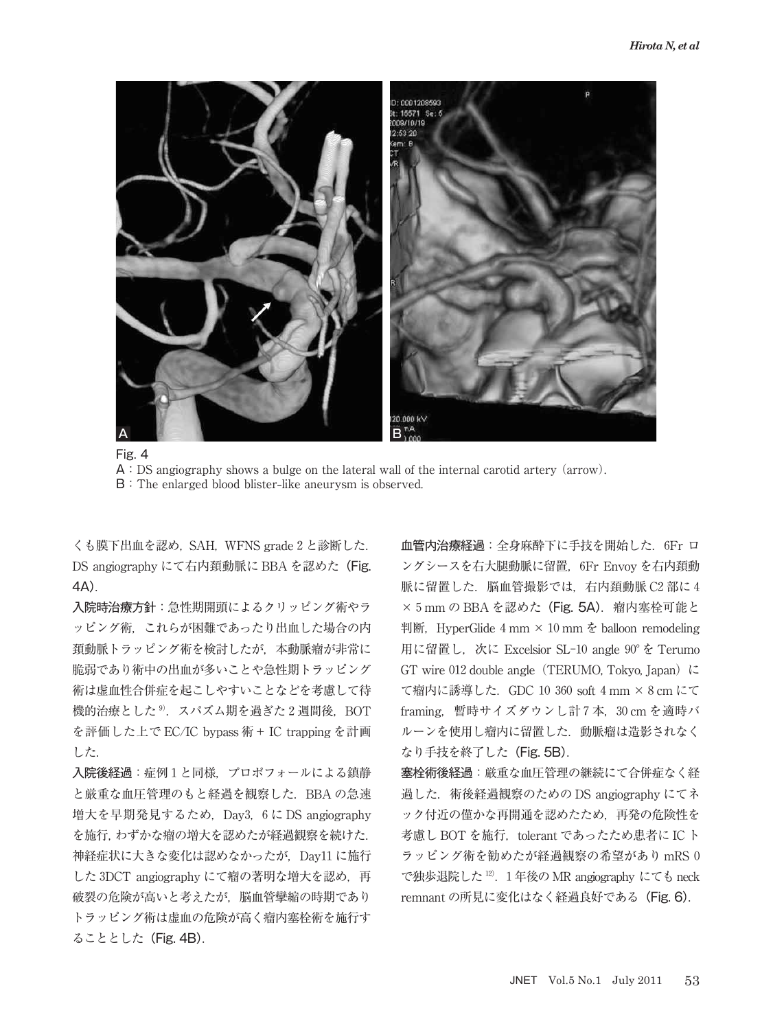Fig. 4

A：DS angiography shows a bulge on the lateral wall of the internal carotid artery（arrow）.

B：The enlarged blood blister-like aneurysm is observed.

くも膜下出血を認め，SAH，WFNS grade 2 と診断した．DS angiography にて右内頚動脈に BBA を認めた（**Fig. 4A**）．

**入院時治療方針**：急性期開頭によるクリッピング術やラッピング術，これらが困難であったり出血した場合の内頚動脈トラッピング術を検討したが，本動脈瘤が非常に脆弱であり術中の出血が多いことや急性期トラッピング術は虚血性合併症を起こしやすいことなどを考慮して待機的治療とした[9]．スパズム期を過ぎた 2 週間後，BOT を評価した上で EC/IC bypass 術 + IC trapping を計画した．

**入院後経過**：症例 1 と同様，プロポフォールによる鎮静と厳重な血圧管理のもと経過を観察した．BBA の急速増大を早期発見するため，Day3，6 に DS angiography を施行，わずかな瘤の増大を認めたが経過観察を続けた．神経症状に大きな変化は認めなかったが，Day11 に施行した 3DCT angiography にて瘤の著明な増大を認め，再破裂の危険が高いと考えたが，脳血管攣縮の時期でありトラッピング術は虚血の危険が高く瘤内塞栓術を施行することとした（**Fig. 4B**）．

**血管内治療経過**：全身麻酔下に手技を開始した．6Fr ロングシースを右大腿動脈に留置，6Fr Envoy を右内頚動脈に留置した．脳血管撮影では，右内頚動脈 C2 部に 4 × 5 mm の BBA を認めた（**Fig. 5A**）．瘤内塞栓可能と判断，HyperGlide 4 mm × 10 mm を balloon remodeling 用に留置し，次に Excelsior SL-10 angle 90° を Terumo GT wire 012 double angle（TERUMO, Tokyo, Japan）にて瘤内に誘導した．GDC 10 360 soft 4 mm × 8 cm にて framing，暫時サイズダウンし計 7 本，30 cm を適時バルーンを使用し瘤内に留置した．動脈瘤は造影されなくなり手技を終了した（**Fig. 5B**）．

**塞栓術後経過**：厳重な血圧管理の継続にて合併症なく経過した．術後経過観察のための DS angiography にてネック付近の僅かな再開通を認めたため，再発の危険性を考慮し BOT を施行，tolerant であったため患者に IC トラッピング術を勧めたが経過観察の希望があり mRS 0 で独歩退院した[12]．1 年後の MR angiography にても neck remnant の所見に変化はなく経過良好である（**Fig. 6**）．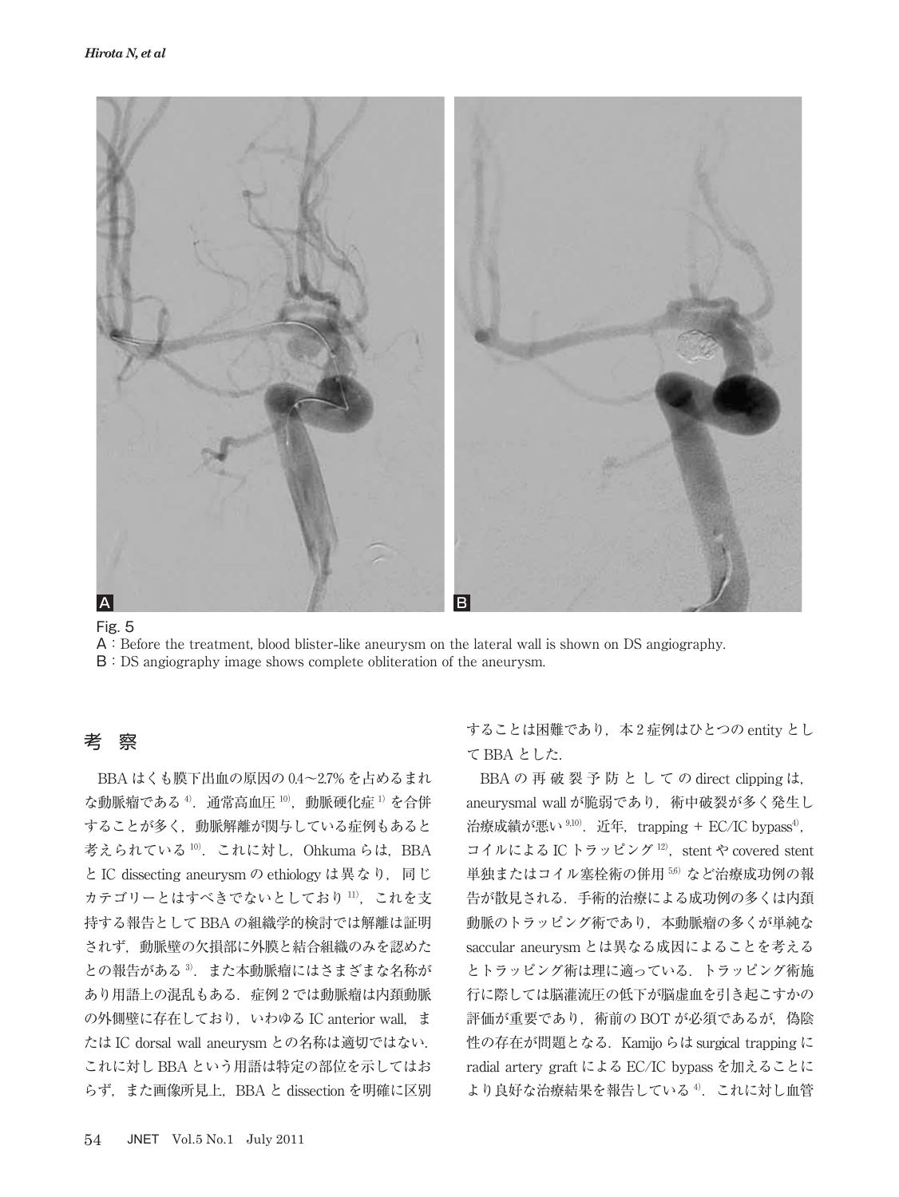Fig. 5

A：Before the treatment, blood blister-like aneurysm on the lateral wall is shown on DS angiography.

B：DS angiography image shows complete obliteration of the aneurysm.

## 考　察

BBA はくも膜下出血の原因の 0.4～2.7% を占めるまれな動脈瘤である[4]．通常高血圧[10]，動脈硬化症[1]を合併することが多く，動脈解離が関与している症例もあると考えられている[10]．これに対し，Ohkuma らは，BBA と IC dissecting aneurysm の ethiology は異なり，同じカテゴリーとはすべきでないとしており[11]，これを支持する報告として BBA の組織学的検討では解離は証明されず，動脈壁の欠損部に外膜と結合組織のみを認めたとの報告がある[3]．また本動脈瘤にはさまざまな名称があり用語上の混乱もある．症例 2 では動脈瘤は内頚動脈の外側壁に存在しており，いわゆる IC anterior wall，または IC dorsal wall aneurysm との名称は適切ではない．これに対し BBA という用語は特定の部位を示してはおらず，また画像所見上，BBA と dissection を明確に区別することは困難であり，本 2 症例はひとつの entity として BBA とした．

BBA の再破裂予防としての direct clipping は，aneurysmal wall が脆弱であり，術中破裂が多く発生し治療成績が悪い[9,10]．近年，trapping + EC/IC bypass[4]，コイルによる IC トラッピング[12]，stent や covered stent 単独またはコイル塞栓術の併用[5,6]など治療成功例の報告が散見される．手術的治療による成功例の多くは内頚動脈のトラッピング術であり，本動脈瘤の多くが単純な saccular aneurysm とは異なる成因によることを考えるとトラッピング術は理に適っている．トラッピング術施行に際しては脳灌流圧の低下が脳虚血を引き起こすかの評価が重要であり，術前の BOT が必須であるが，偽陰性の存在が問題となる．Kamijo らは surgical trapping に radial artery graft による EC/IC bypass を加えることにより良好な治療結果を報告している[4]．これに対し血管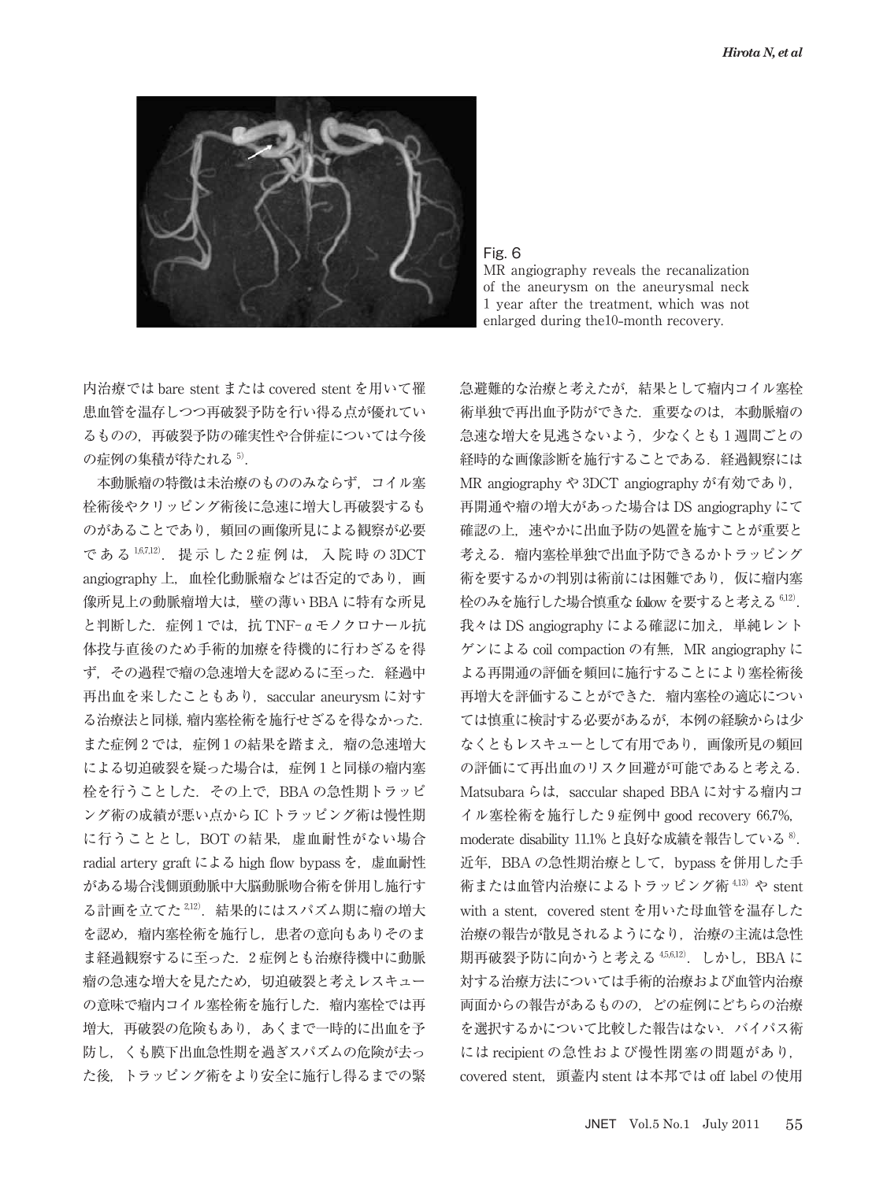Fig. 6
MR angiography reveals the recanalization of the aneurysm on the aneurysmal neck 1 year after the treatment, which was not enlarged during the10-month recovery.

内治療では bare stent または covered stent を用いて罹患血管を温存しつつ再破裂予防を行い得る点が優れているものの，再破裂予防の確実性や合併症については今後の症例の集積が待たれる[5]．

本動脈瘤の特徴は未治療のもののみならず，コイル塞栓術後やクリッピング術後に急速に増大し再破裂するものがあることであり，頻回の画像所見による観察が必要である[1,6,7,12]．提示した2症例は，入院時の3DCT angiography 上，血栓化動脈瘤などは否定的であり，画像所見上の動脈瘤増大は，壁の薄いBBAに特有な所見と判断した．症例1では，抗TNF-$\alpha$モノクロナール抗体投与直後のため手術的加療を待機的に行わざるを得ず，その過程で瘤の急速増大を認めるに至った．経過中再出血を来したこともあり，saccular aneurysm に対する治療法と同様，瘤内塞栓術を施行せざるを得なかった．また症例2では，症例1の結果を踏まえ，瘤の急速増大による切迫破裂を疑った場合は，症例1と同様の瘤内塞栓を行うこととした．その上で，BBAの急性期トラッピング術の成績が悪い点からICトラッピング術は慢性期に行うこととし，BOTの結果，虚血耐性がない場合 radial artery graft による high flow bypass を，虚血耐性がある場合浅側頭動脈中大脳動脈吻合術を併用し施行する計画を立てた[2,12]．結果的にはスパズム期に瘤の増大を認め，瘤内塞栓術を施行し，患者の意向もありそのまま経過観察するに至った．2症例とも治療待機中に動脈瘤の急速な増大を見たため，切迫破裂と考えレスキューの意味で瘤内コイル塞栓術を施行した．瘤内塞栓では再増大，再破裂の危険もあり，あくまで一時的に出血を予防し，くも膜下出血急性期を過ぎスパズムの危険が去った後，トラッピング術をより安全に施行し得るまでの緊急避難的な治療と考えたが，結果として瘤内コイル塞栓術単独で再出血予防ができた．重要なのは，本動脈瘤の急速な増大を見逃さないよう，少なくとも1週間ごとの経時的な画像診断を施行することである．経過観察には MR angiography や 3DCT angiography が有効であり，再開通や瘤の増大があった場合は DS angiography にて確認の上，速やかに出血予防の処置を施すことが重要と考える．瘤内塞栓単独で出血予防できるかトラッピング術を要するかの判別は術前には困難であり，仮に瘤内塞栓のみを施行した場合慎重な follow を要すると考える[6,12]．我々は DS angiography による確認に加え，単純レントゲンによる coil compaction の有無，MR angiography による再開通の評価を頻回に施行することにより塞栓術後再増大を評価することができた．瘤内塞栓の適応については慎重に検討する必要があるが，本例の経験からは少なくともレスキューとして有用であり，画像所見の頻回の評価にて再出血のリスク回避が可能であると考える．Matsubara らは，saccular shaped BBA に対する瘤内コイル塞栓術を施行した9症例中 good recovery 66.7%，moderate disability 11.1% と良好な成績を報告している[8]．近年，BBA の急性期治療として，bypass を併用した手術または血管内治療によるトラッピング術[4,13]や stent with a stent，covered stent を用いた母血管を温存した治療の報告が散見されるようになり，治療の主流は急性期再破裂予防に向かうと考える[4,5,6,12]．しかし，BBA に対する治療方法については手術的治療および血管内治療両面からの報告があるものの，どの症例にどちらの治療を選択するかについて比較した報告はない．バイパス術には recipient の急性および慢性閉塞の問題があり，covered stent，頭蓋内 stent は本邦では off label の使用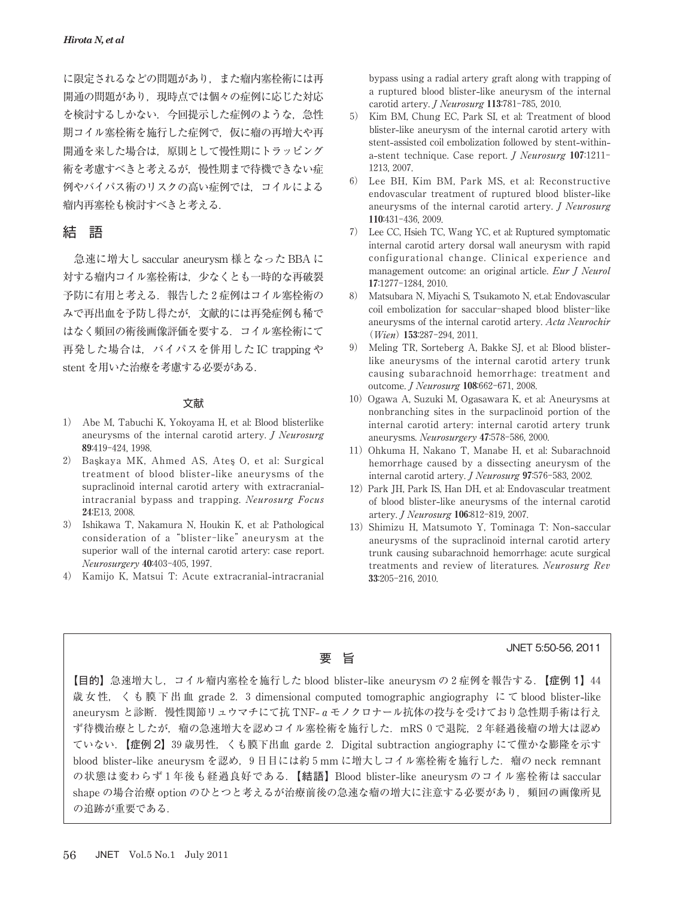に限定されるなどの問題があり，また瘤内塞栓術には再開通の問題があり，現時点では個々の症例に応じた対応を検討するしかない．今回提示した症例のような，急性期コイル塞栓術を施行した症例で，仮に瘤の再増大や再開通を来した場合は，原則として慢性期にトラッピング術を考慮すべきと考えるが，慢性期まで待機できない症例やバイパス術のリスクの高い症例では，コイルによる瘤内再塞栓も検討すべきと考える．

## 結　語

急速に増大し saccular aneurysm 様となった BBA に対する瘤内コイル塞栓術は，少なくとも一時的な再破裂予防に有用と考える．報告した 2 症例はコイル塞栓術のみで再出血を予防し得たが，文献的には再発症例も稀ではなく頻回の術後画像評価を要する．コイル塞栓術にて再発した場合は，バイパスを併用した IC trapping や stent を用いた治療を考慮する必要がある．

## 文献

1) Abe M, Tabuchi K, Yokoyama H, et al: Blood blisterlike aneurysms of the internal carotid artery. *J Neurosurg* **89**:419-424, 1998.
2) Başkaya MK, Ahmed AS, Ateş O, et al: Surgical treatment of blood blister-like aneurysms of the supraclinoid internal carotid artery with extracranial-intracranial bypass and trapping. *Neurosurg Focus* **24**:E13, 2008.
3) Ishikawa T, Nakamura N, Houkin K, et al: Pathological consideration of a "blister-like" aneurysm at the superior wall of the internal carotid artery: case report. *Neurosurgery* **40**:403-405, 1997.
4) Kamijo K, Matsui T: Acute extracranial-intracranial bypass using a radial artery graft along with trapping of a ruptured blood blister-like aneurysm of the internal carotid artery. *J Neurosurg* **113**:781-785, 2010.
5) Kim BM, Chung EC, Park SI, et al: Treatment of blood blister-like aneurysm of the internal carotid artery with stent-assisted coil embolization followed by stent-within-a-stent technique. Case report. *J Neurosurg* **107**:1211-1213, 2007.
6) Lee BH, Kim BM, Park MS, et al: Reconstructive endovascular treatment of ruptured blood blister-like aneurysms of the internal carotid artery. *J Neurosurg* **110**:431-436, 2009.
7) Lee CC, Hsieh TC, Wang YC, et al: Ruptured symptomatic internal carotid artery dorsal wall aneurysm with rapid configurational change. Clinical experience and management outcome: an original article. *Eur J Neurol* **17**:1277-1284, 2010.
8) Matsubara N, Miyachi S, Tsukamoto N, et.al: Endovascular coil embolization for saccular-shaped blood blister-like aneurysms of the internal carotid artery. *Acta Neurochir (Wien)* **153**:287-294, 2011.
9) Meling TR, Sorteberg A, Bakke SJ, et al: Blood blister-like aneurysms of the internal carotid artery trunk causing subarachnoid hemorrhage: treatment and outcome. *J Neurosurg* **108**:662-671, 2008.
10) Ogawa A, Suzuki M, Ogasawara K, et al: Aneurysms at nonbranching sites in the surpaclinoid portion of the internal carotid artery: internal carotid artery trunk aneurysms. *Neurosurgery* **47**:578-586, 2000.
11) Ohkuma H, Nakano T, Manabe H, et al: Subarachnoid hemorrhage caused by a dissecting aneurysm of the internal carotid artery. *J Neurosurg* **97**:576-583, 2002.
12) Park JH, Park IS, Han DH, et al: Endovascular treatment of blood blister-like aneurysms of the internal carotid artery. *J Neurosurg* **106**:812-819, 2007.
13) Shimizu H, Matsumoto Y, Tominaga T: Non-saccular aneurysms of the supraclinoid internal carotid artery trunk causing subarachnoid hemorrhage: acute surgical treatments and review of literatures. *Neurosurg Rev* **33**:205-216, 2010.

## 要　旨

JNET 5:50-56, 2011

**【目的】**急速増大し，コイル瘤内塞栓を施行した blood blister-like aneurysm の 2 症例を報告する．**【症例 1】**44 歳女性，くも膜下出血 grade 2．3 dimensional computed tomographic angiography にて blood blister-like aneurysm と診断．慢性関節リュウマチにて抗 TNF-$\alpha$ モノクロナール抗体の投与を受けており急性期手術は行えず待機治療としたが，瘤の急速増大を認めコイル塞栓術を施行した．mRS 0 で退院，2 年経過後瘤の増大は認めていない．**【症例 2】**39 歳男性，くも膜下出血 garde 2．Digital subtraction angiography にて僅かな膨隆を示す blood blister-like aneurysm を認め，9 日目には約 5 mm に増大しコイル塞栓術を施行した．瘤の neck remnant の状態は変わらず 1 年後も経過良好である．**【結語】**Blood blister-like aneurysm のコイル塞栓術は saccular shape の場合治療 option のひとつと考えるが治療前後の急速な瘤の増大に注意する必要があり，頻回の画像所見の追跡が重要である．